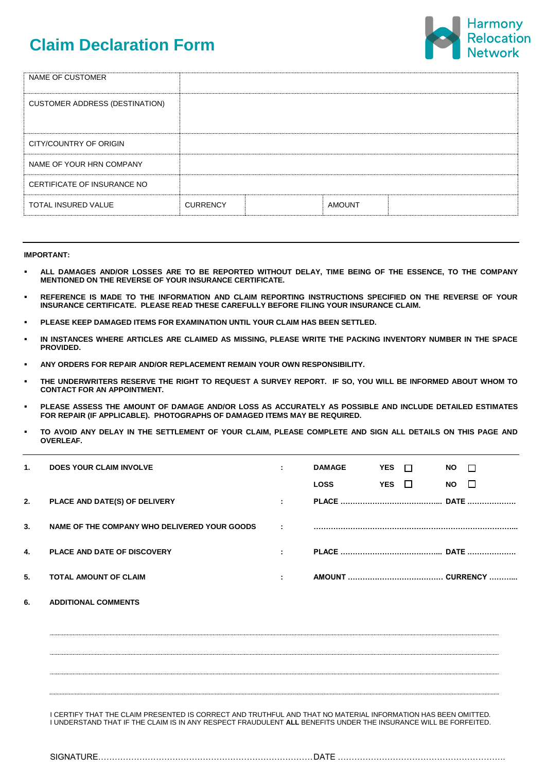# Claim Declaration Form

Harmony Relocation Network

| NAME OF CUSTOMER | | | | |
|---|---|---|---|---|
| CUSTOMER ADDRESS (DESTINATION) | | | | |
| CITY/COUNTRY OF ORIGIN | | | | |
| NAME OF YOUR HRN COMPANY | | | | |
| CERTIFICATE OF INSURANCE NO | | | | |
| TOTAL INSURED VALUE | CURRENCY | | AMOUNT | |

**IMPORTANT:**

- **ALL DAMAGES AND/OR LOSSES ARE TO BE REPORTED WITHOUT DELAY, TIME BEING OF THE ESSENCE, TO THE COMPANY MENTIONED ON THE REVERSE OF YOUR INSURANCE CERTIFICATE.**
- **REFERENCE IS MADE TO THE INFORMATION AND CLAIM REPORTING INSTRUCTIONS SPECIFIED ON THE REVERSE OF YOUR INSURANCE CERTIFICATE. PLEASE READ THESE CAREFULLY BEFORE FILING YOUR INSURANCE CLAIM.**
- **PLEASE KEEP DAMAGED ITEMS FOR EXAMINATION UNTIL YOUR CLAIM HAS BEEN SETTLED.**
- **IN INSTANCES WHERE ARTICLES ARE CLAIMED AS MISSING, PLEASE WRITE THE PACKING INVENTORY NUMBER IN THE SPACE PROVIDED.**
- **ANY ORDERS FOR REPAIR AND/OR REPLACEMENT REMAIN YOUR OWN RESPONSIBILITY.**
- **THE UNDERWRITERS RESERVE THE RIGHT TO REQUEST A SURVEY REPORT. IF SO, YOU WILL BE INFORMED ABOUT WHOM TO CONTACT FOR AN APPOINTMENT.**
- **PLEASE ASSESS THE AMOUNT OF DAMAGE AND/OR LOSS AS ACCURATELY AS POSSIBLE AND INCLUDE DETAILED ESTIMATES FOR REPAIR (IF APPLICABLE). PHOTOGRAPHS OF DAMAGED ITEMS MAY BE REQUIRED.**
- **TO AVOID ANY DELAY IN THE SETTLEMENT OF YOUR CLAIM, PLEASE COMPLETE AND SIGN ALL DETAILS ON THIS PAGE AND OVERLEAF.**

---

**1. DOES YOUR CLAIM INVOLVE :** **DAMAGE** **YES** ☐ **NO** ☐
**LOSS** **YES** ☐ **NO** ☐

**2. PLACE AND DATE(S) OF DELIVERY :** **PLACE** ........................................ **DATE** ....................

**3. NAME OF THE COMPANY WHO DELIVERED YOUR GOODS :** ..............................................................................

**4. PLACE AND DATE OF DISCOVERY :** **PLACE** ........................................ **DATE** ....................

**5. TOTAL AMOUNT OF CLAIM :** **AMOUNT** ...................................... **CURRENCY** ...........

**6. ADDITIONAL COMMENTS**

..............................................................................................................................

..............................................................................................................................

..............................................................................................................................

..............................................................................................................................

I CERTIFY THAT THE CLAIM PRESENTED IS CORRECT AND TRUTHFUL AND THAT NO MATERIAL INFORMATION HAS BEEN OMITTED. I UNDERSTAND THAT IF THE CLAIM IS IN ANY RESPECT FRAUDULENT **ALL** BENEFITS UNDER THE INSURANCE WILL BE FORFEITED.

SIGNATURE............................................................................ DATE ...........................................................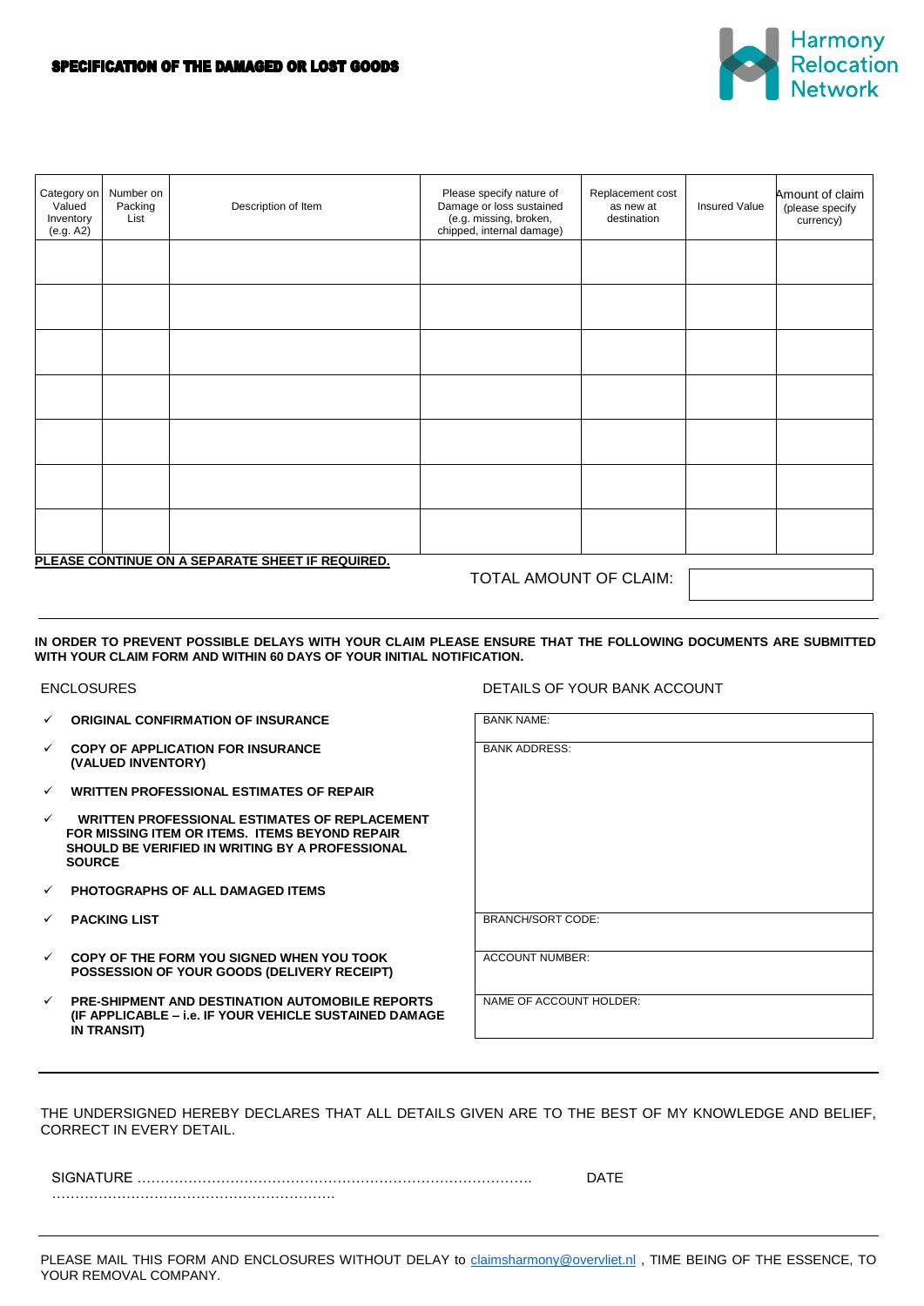## SPECIFICATION OF THE DAMAGED OR LOST GOODS

Harmony Relocation Network

| Category on Valued Inventory (e.g. A2) | Number on Packing List | Description of Item | Please specify nature of Damage or loss sustained (e.g. missing, broken, chipped, internal damage) | Replacement cost as new at destination | Insured Value | Amount of claim (please specify currency) |
|---|---|---|---|---|---|---|
| | | | | | | |
| | | | | | | |
| | | | | | | |
| | | | | | | |
| | | | | | | |
| | | | | | | |
| | | | | | | |

**PLEASE CONTINUE ON A SEPARATE SHEET IF REQUIRED.**

TOTAL AMOUNT OF CLAIM:

---

**IN ORDER TO PREVENT POSSIBLE DELAYS WITH YOUR CLAIM PLEASE ENSURE THAT THE FOLLOWING DOCUMENTS ARE SUBMITTED WITH YOUR CLAIM FORM AND WITHIN 60 DAYS OF YOUR INITIAL NOTIFICATION.**

ENCLOSURES

- ✓ **ORIGINAL CONFIRMATION OF INSURANCE**
- ✓ **COPY OF APPLICATION FOR INSURANCE (VALUED INVENTORY)**
- ✓ **WRITTEN PROFESSIONAL ESTIMATES OF REPAIR**
- ✓ **WRITTEN PROFESSIONAL ESTIMATES OF REPLACEMENT FOR MISSING ITEM OR ITEMS. ITEMS BEYOND REPAIR SHOULD BE VERIFIED IN WRITING BY A PROFESSIONAL SOURCE**
- ✓ **PHOTOGRAPHS OF ALL DAMAGED ITEMS**
- ✓ **PACKING LIST**
- ✓ **COPY OF THE FORM YOU SIGNED WHEN YOU TOOK POSSESSION OF YOUR GOODS (DELIVERY RECEIPT)**
- ✓ **PRE-SHIPMENT AND DESTINATION AUTOMOBILE REPORTS (IF APPLICABLE – i.e. IF YOUR VEHICLE SUSTAINED DAMAGE IN TRANSIT)**

DETAILS OF YOUR BANK ACCOUNT

| |
|---|
| BANK NAME: |
| BANK ADDRESS: |
| BRANCH/SORT CODE: |
| ACCOUNT NUMBER: |
| NAME OF ACCOUNT HOLDER: |

---

THE UNDERSIGNED HEREBY DECLARES THAT ALL DETAILS GIVEN ARE TO THE BEST OF MY KNOWLEDGE AND BELIEF, CORRECT IN EVERY DETAIL.

SIGNATURE ………………………………………………………………………… DATE …………………………………………………….

---

PLEASE MAIL THIS FORM AND ENCLOSURES WITHOUT DELAY to claimsharmony@overvliet.nl , TIME BEING OF THE ESSENCE, TO YOUR REMOVAL COMPANY.